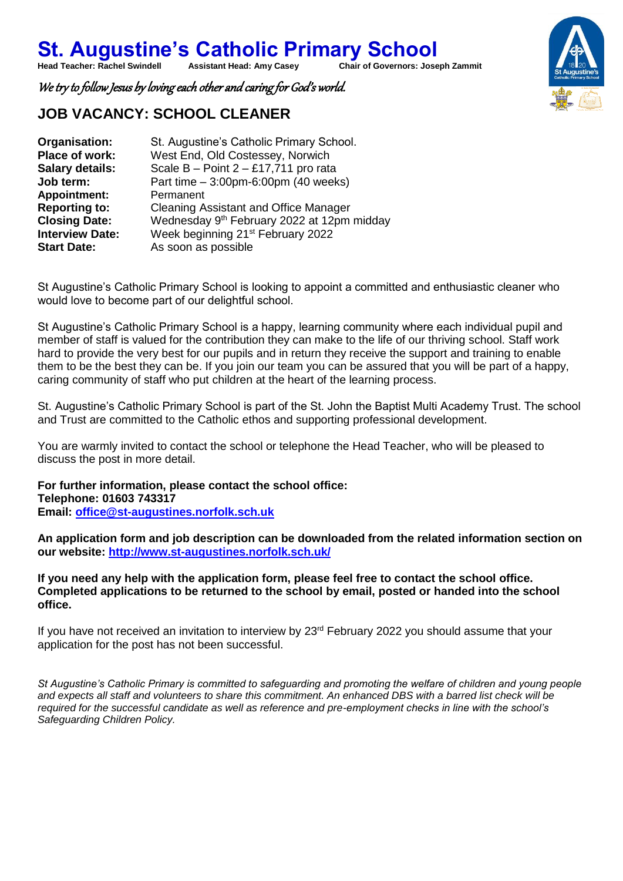# St. Augustine's Catholic Primary School

**Head Teacher: Rachel Swindell** **Assistant Head: Amy Casey** **Chair of Governors: Joseph Zammit**

*We try to follow Jesus by loving each other and caring for God's world.*

## JOB VACANCY: SCHOOL CLEANER

| | |
|---|---|
| **Organisation:** | St. Augustine's Catholic Primary School. |
| **Place of work:** | West End, Old Costessey, Norwich |
| **Salary details:** | Scale B – Point 2 – £17,711 pro rata |
| **Job term:** | Part time – 3:00pm-6:00pm (40 weeks) |
| **Appointment:** | Permanent |
| **Reporting to:** | Cleaning Assistant and Office Manager |
| **Closing Date:** | Wednesday 9th February 2022 at 12pm midday |
| **Interview Date:** | Week beginning 21st February 2022 |
| **Start Date:** | As soon as possible |

St Augustine's Catholic Primary School is looking to appoint a committed and enthusiastic cleaner who would love to become part of our delightful school.

St Augustine's Catholic Primary School is a happy, learning community where each individual pupil and member of staff is valued for the contribution they can make to the life of our thriving school. Staff work hard to provide the very best for our pupils and in return they receive the support and training to enable them to be the best they can be. If you join our team you can be assured that you will be part of a happy, caring community of staff who put children at the heart of the learning process.

St. Augustine's Catholic Primary School is part of the St. John the Baptist Multi Academy Trust. The school and Trust are committed to the Catholic ethos and supporting professional development.

You are warmly invited to contact the school or telephone the Head Teacher, who will be pleased to discuss the post in more detail.

**For further information, please contact the school office:**
**Telephone: 01603 743317**
**Email: office@st-augustines.norfolk.sch.uk**

**An application form and job description can be downloaded from the related information section on our website: http://www.st-augustines.norfolk.sch.uk/**

**If you need any help with the application form, please feel free to contact the school office. Completed applications to be returned to the school by email, posted or handed into the school office.**

If you have not received an invitation to interview by 23rd February 2022 you should assume that your application for the post has not been successful.

*St Augustine's Catholic Primary is committed to safeguarding and promoting the welfare of children and young people and expects all staff and volunteers to share this commitment. An enhanced DBS with a barred list check will be required for the successful candidate as well as reference and pre-employment checks in line with the school's Safeguarding Children Policy.*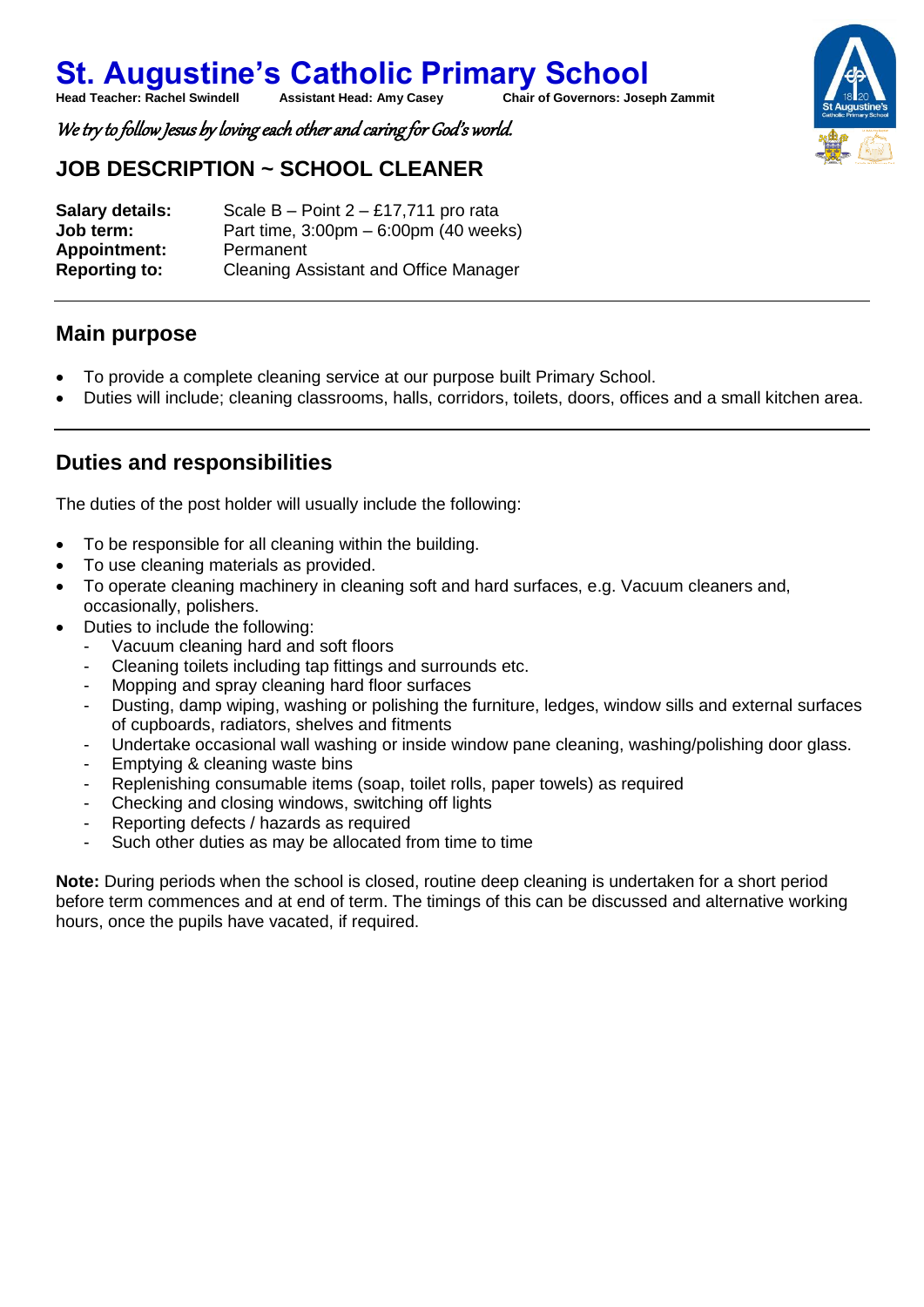# St. Augustine's Catholic Primary School

**Head Teacher: Rachel Swindell** **Assistant Head: Amy Casey** **Chair of Governors: Joseph Zammit**

*We try to follow Jesus by loving each other and caring for God's world.*

## JOB DESCRIPTION ~ SCHOOL CLEANER

**Salary details:** Scale B – Point 2 – £17,711 pro rata
**Job term:** Part time, 3:00pm – 6:00pm (40 weeks)
**Appointment:** Permanent
**Reporting to:** Cleaning Assistant and Office Manager

---

## Main purpose

- To provide a complete cleaning service at our purpose built Primary School.
- Duties will include; cleaning classrooms, halls, corridors, toilets, doors, offices and a small kitchen area.

---

## Duties and responsibilities

The duties of the post holder will usually include the following:

- To be responsible for all cleaning within the building.
- To use cleaning materials as provided.
- To operate cleaning machinery in cleaning soft and hard surfaces, e.g. Vacuum cleaners and, occasionally, polishers.
- Duties to include the following:
  - Vacuum cleaning hard and soft floors
  - Cleaning toilets including tap fittings and surrounds etc.
  - Mopping and spray cleaning hard floor surfaces
  - Dusting, damp wiping, washing or polishing the furniture, ledges, window sills and external surfaces of cupboards, radiators, shelves and fitments
  - Undertake occasional wall washing or inside window pane cleaning, washing/polishing door glass.
  - Emptying & cleaning waste bins
  - Replenishing consumable items (soap, toilet rolls, paper towels) as required
  - Checking and closing windows, switching off lights
  - Reporting defects / hazards as required
  - Such other duties as may be allocated from time to time

**Note:** During periods when the school is closed, routine deep cleaning is undertaken for a short period before term commences and at end of term. The timings of this can be discussed and alternative working hours, once the pupils have vacated, if required.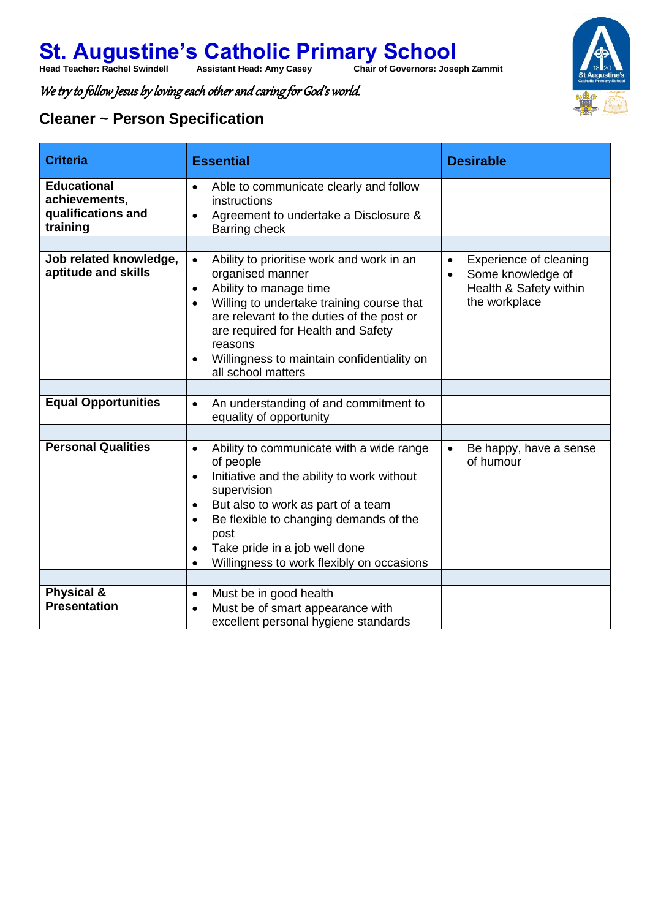# St. Augustine's Catholic Primary School

**Head Teacher: Rachel Swindell** **Assistant Head: Amy Casey** **Chair of Governors: Joseph Zammit**

*We try to follow Jesus by loving each other and caring for God's world.*

## Cleaner ~ Person Specification

| Criteria | Essential | Desirable |
|---|---|---|
| **Educational achievements, qualifications and training** | • Able to communicate clearly and follow instructions<br>• Agreement to undertake a Disclosure & Barring check | |
| | | |
| **Job related knowledge, aptitude and skills** | • Ability to prioritise work and work in an organised manner<br>• Ability to manage time<br>• Willing to undertake training course that are relevant to the duties of the post or are required for Health and Safety reasons<br>• Willingness to maintain confidentiality on all school matters | • Experience of cleaning<br>• Some knowledge of Health & Safety within the workplace |
| | | |
| **Equal Opportunities** | • An understanding of and commitment to equality of opportunity | |
| | | |
| **Personal Qualities** | • Ability to communicate with a wide range of people<br>• Initiative and the ability to work without supervision<br>• But also to work as part of a team<br>• Be flexible to changing demands of the post<br>• Take pride in a job well done<br>• Willingness to work flexibly on occasions | • Be happy, have a sense of humour |
| | | |
| **Physical & Presentation** | • Must be in good health<br>• Must be of smart appearance with excellent personal hygiene standards | |